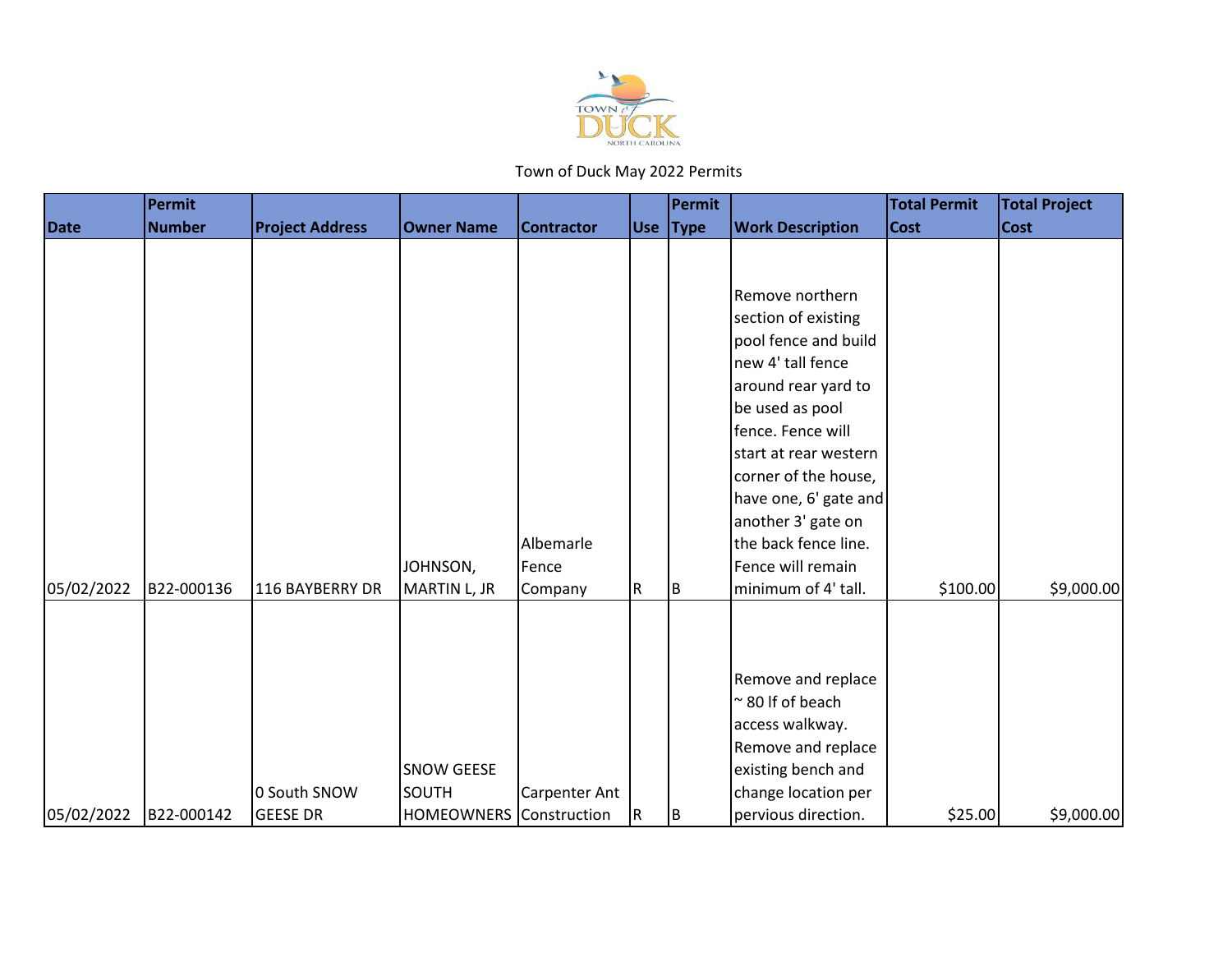Town of Duck May 2022 Permits

| Date | Permit Number | Project Address | Owner Name | Contractor | Use | Permit Type | Work Description | Total Permit Cost | Total Project Cost |
|---|---|---|---|---|---|---|---|---|---|
| 05/02/2022 | B22-000136 | 116 BAYBERRY DR | JOHNSON, MARTIN L, JR | Albemarle Fence Company | R | B | Remove northern section of existing pool fence and build new 4' tall fence around rear yard to be used as pool fence. Fence will start at rear western corner of the house, have one, 6' gate and another 3' gate on the back fence line. Fence will remain minimum of 4' tall. | $100.00 | $9,000.00 |
| 05/02/2022 | B22-000142 | 0 South SNOW GEESE DR | SNOW GEESE SOUTH HOMEOWNERS | Carpenter Ant Construction | R | B | Remove and replace ~ 80 lf of beach access walkway. Remove and replace existing bench and change location per pervious direction. | $25.00 | $9,000.00 |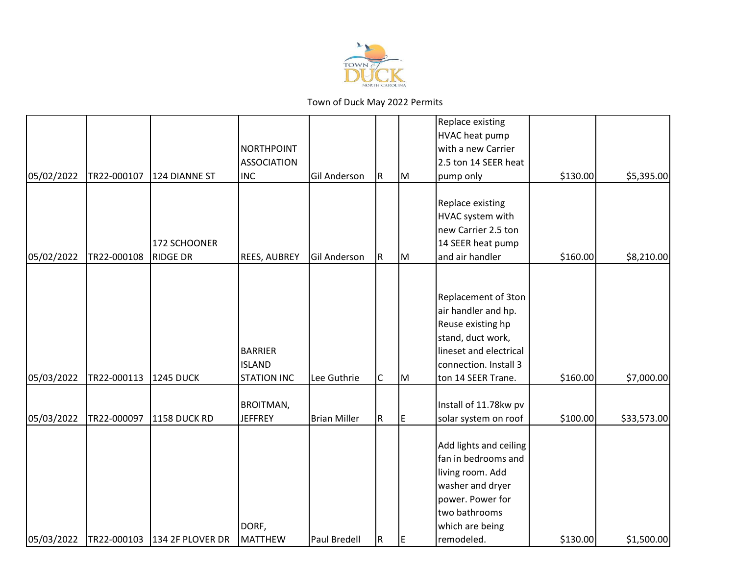Town of Duck May 2022 Permits

| | | | | | | | | | |
|---|---|---|---|---|---|---|---|---|---|
| 05/02/2022 | TR22-000107 | 124 DIANNE ST | NORTHPOINT ASSOCIATION INC | Gil Anderson | R | M | Replace existing HVAC heat pump with a new Carrier 2.5 ton 14 SEER heat pump only | $130.00 | $5,395.00 |
| 05/02/2022 | TR22-000108 | 172 SCHOONER RIDGE DR | REES, AUBREY | Gil Anderson | R | M | Replace existing HVAC system with new Carrier 2.5 ton 14 SEER heat pump and air handler | $160.00 | $8,210.00 |
| 05/03/2022 | TR22-000113 | 1245 DUCK | BARRIER ISLAND STATION INC | Lee Guthrie | C | M | Replacement of 3ton air handler and hp. Reuse existing hp stand, duct work, lineset and electrical connection. Install 3 ton 14 SEER Trane. | $160.00 | $7,000.00 |
| 05/03/2022 | TR22-000097 | 1158 DUCK RD | BROITMAN, JEFFREY | Brian Miller | R | E | Install of 11.78kw pv solar system on roof | $100.00 | $33,573.00 |
| 05/03/2022 | TR22-000103 | 134 2F PLOVER DR | DORF, MATTHEW | Paul Bredell | R | E | Add lights and ceiling fan in bedrooms and living room. Add washer and dryer power. Power for two bathrooms which are being remodeled. | $130.00 | $1,500.00 |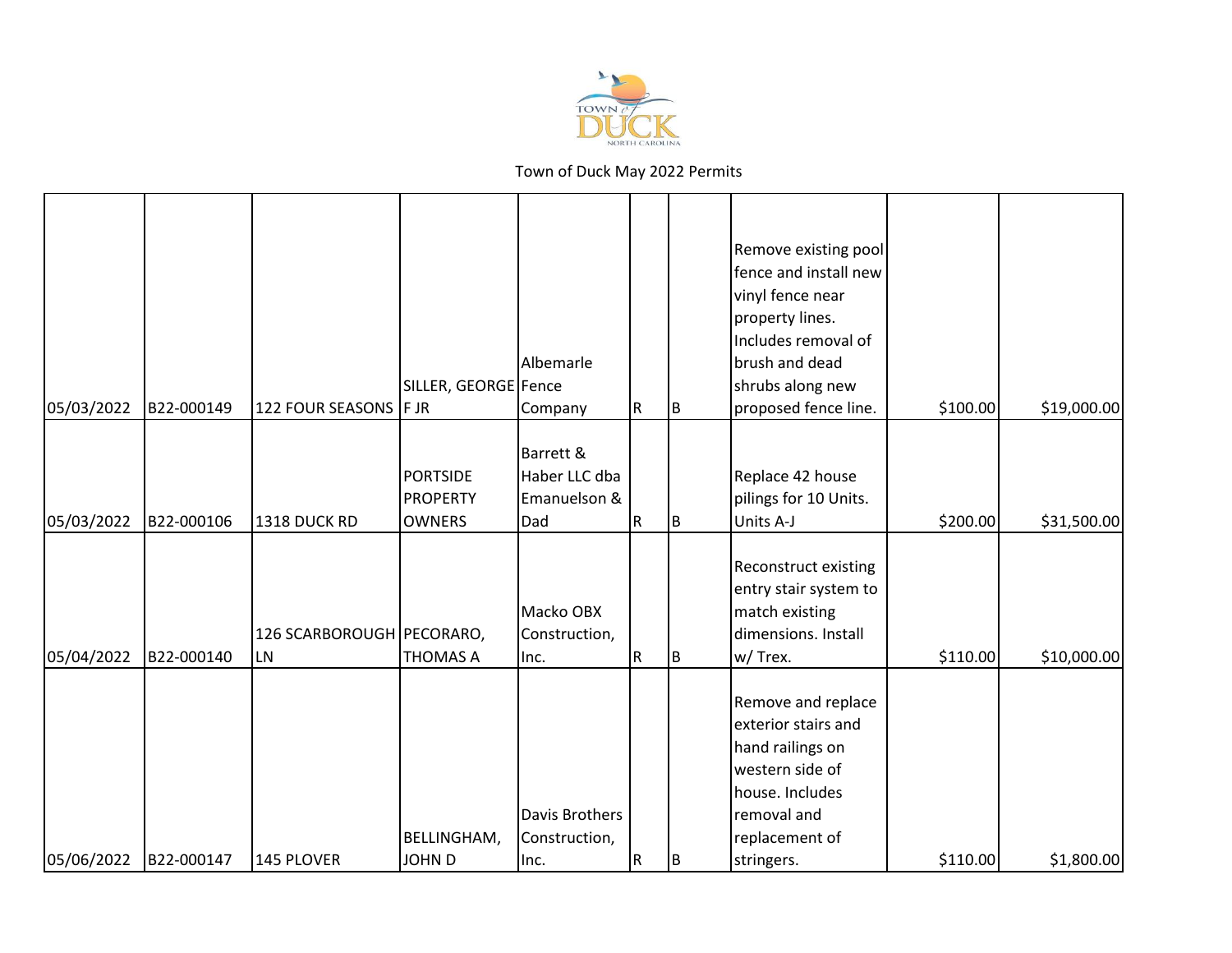Town of Duck May 2022 Permits

| | | | | | | | | | |
|---|---|---|---|---|---|---|---|---|---|
| 05/03/2022 | B22-000149 | 122 FOUR SEASONS | SILLER, GEORGE F JR | Albemarle Fence Company | R | B | Remove existing pool fence and install new vinyl fence near property lines. Includes removal of brush and dead shrubs along new proposed fence line. | $100.00 | $19,000.00 |
| 05/03/2022 | B22-000106 | 1318 DUCK RD | PORTSIDE PROPERTY OWNERS | Barrett & Haber LLC dba Emanuelson & Dad | R | B | Replace 42 house pilings for 10 Units. Units A-J | $200.00 | $31,500.00 |
| 05/04/2022 | B22-000140 | 126 SCARBOROUGH LN | PECORARO, THOMAS A | Macko OBX Construction, Inc. | R | B | Reconstruct existing entry stair system to match existing dimensions. Install w/ Trex. | $110.00 | $10,000.00 |
| 05/06/2022 | B22-000147 | 145 PLOVER | BELLINGHAM, JOHN D | Davis Brothers Construction, Inc. | R | B | Remove and replace exterior stairs and hand railings on western side of house. Includes removal and replacement of stringers. | $110.00 | $1,800.00 |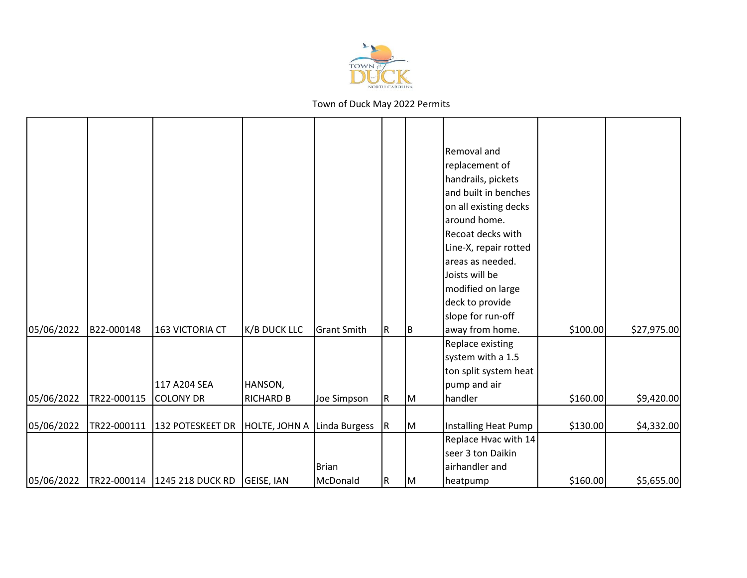Town of Duck May 2022 Permits

| | | | | | | | | | |
|---|---|---|---|---|---|---|---|---|---|
| 05/06/2022 | B22-000148 | 163 VICTORIA CT | K/B DUCK LLC | Grant Smith | R | B | Removal and replacement of handrails, pickets and built in benches on all existing decks around home. Recoat decks with Line-X, repair rotted areas as needed. Joists will be modified on large deck to provide slope for run-off away from home. | $100.00 | $27,975.00 |
| 05/06/2022 | TR22-000115 | 117 A204 SEA COLONY DR | HANSON, RICHARD B | Joe Simpson | R | M | Replace existing system with a 1.5 ton split system heat pump and air handler | $160.00 | $9,420.00 |
| 05/06/2022 | TR22-000111 | 132 POTESKEET DR | HOLTE, JOHN A | Linda Burgess | R | M | Installing Heat Pump | $130.00 | $4,332.00 |
| 05/06/2022 | TR22-000114 | 1245 218 DUCK RD | GEISE, IAN | Brian McDonald | R | M | Replace Hvac with 14 seer 3 ton Daikin airhandler and heatpump | $160.00 | $5,655.00 |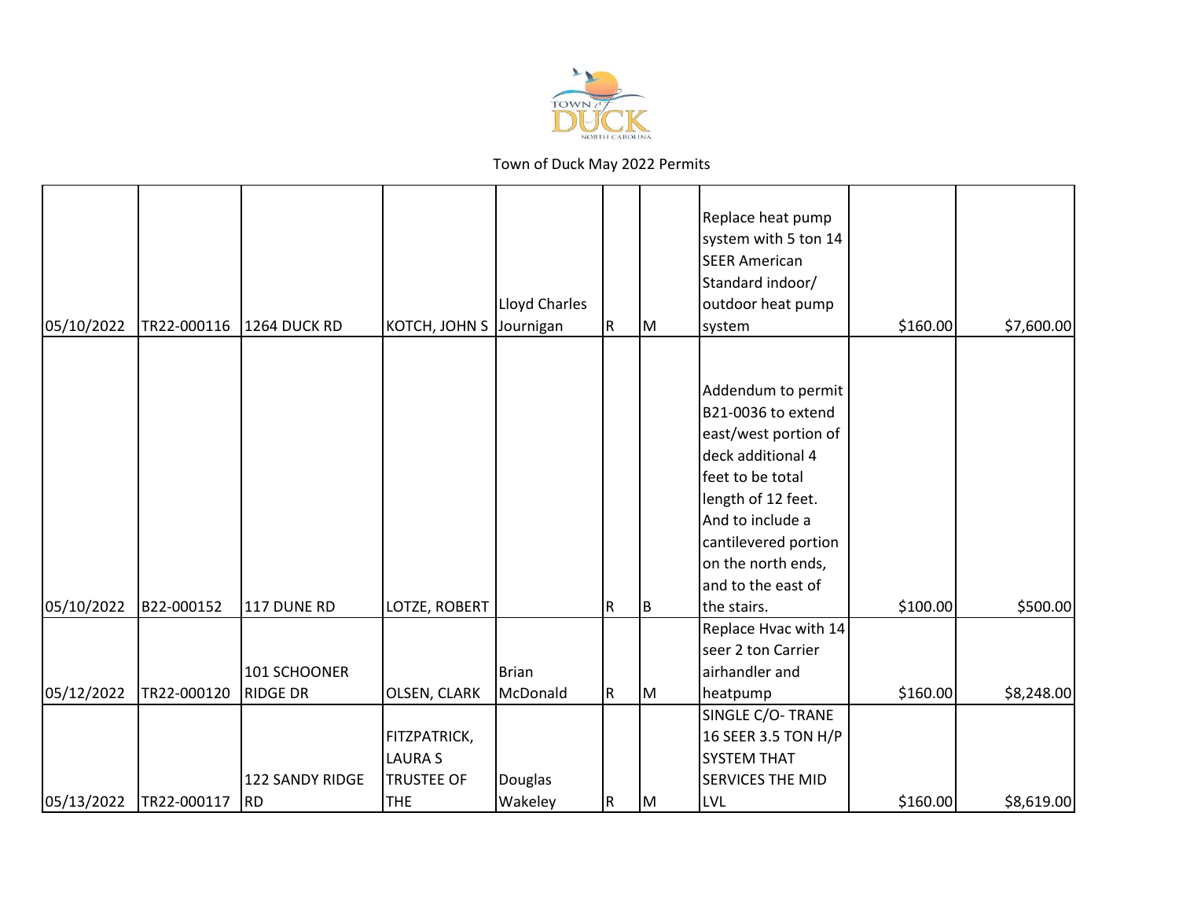Town of Duck May 2022 Permits

| | | | | | | | | | |
|---|---|---|---|---|---|---|---|---|---|
| 05/10/2022 | TR22-000116 | 1264 DUCK RD | KOTCH, JOHN S | Lloyd Charles Journigan | R | M | Replace heat pump system with 5 ton 14 SEER American Standard indoor/ outdoor heat pump system | $160.00 | $7,600.00 |
| 05/10/2022 | B22-000152 | 117 DUNE RD | LOTZE, ROBERT | | R | B | Addendum to permit B21-0036 to extend east/west portion of deck additional 4 feet to be total length of 12 feet. And to include a cantilevered portion on the north ends, and to the east of the stairs. | $100.00 | $500.00 |
| 05/12/2022 | TR22-000120 | 101 SCHOONER RIDGE DR | OLSEN, CLARK | Brian McDonald | R | M | Replace Hvac with 14 seer 2 ton Carrier airhandler and heatpump | $160.00 | $8,248.00 |
| 05/13/2022 | TR22-000117 | 122 SANDY RIDGE RD | FITZPATRICK, LAURA S TRUSTEE OF THE | Douglas Wakeley | R | M | SINGLE C/O- TRANE 16 SEER 3.5 TON H/P SYSTEM THAT SERVICES THE MID LVL | $160.00 | $8,619.00 |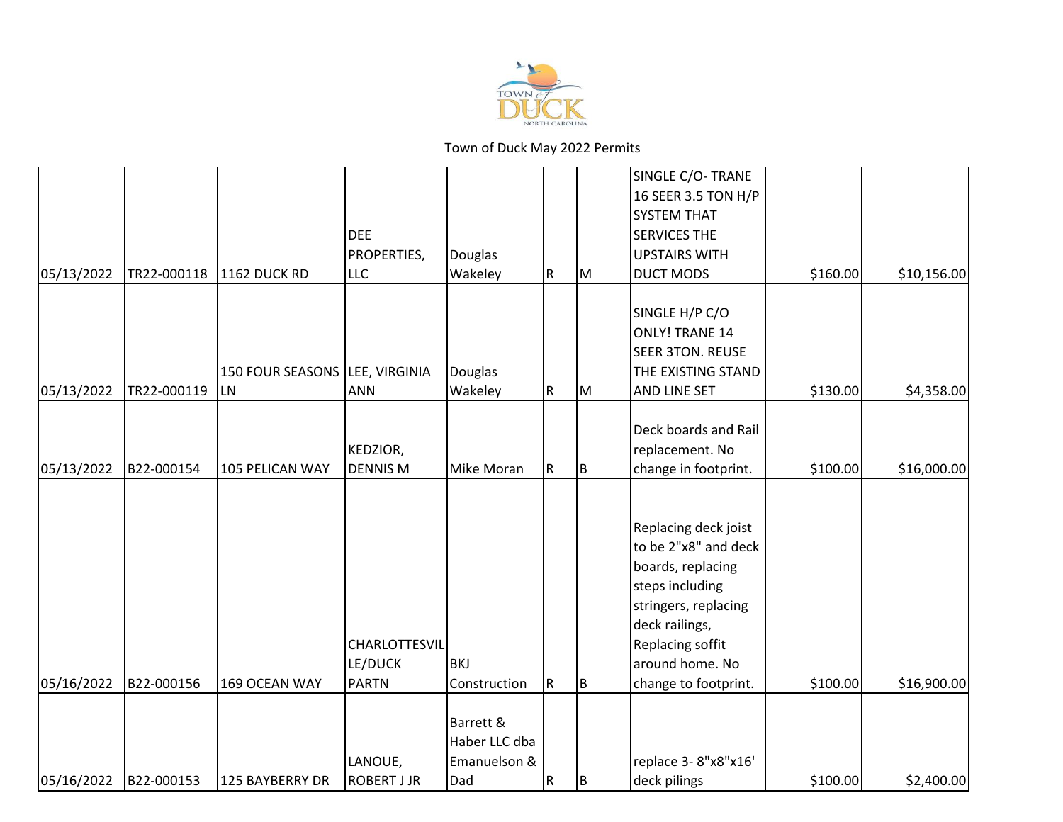Town of Duck May 2022 Permits

| | | | | | | | | | |
|---|---|---|---|---|---|---|---|---|---|
| 05/13/2022 | TR22-000118 | 1162 DUCK RD | DEE PROPERTIES, LLC | Douglas Wakeley | R | M | SINGLE C/O- TRANE 16 SEER 3.5 TON H/P SYSTEM THAT SERVICES THE UPSTAIRS WITH DUCT MODS | $160.00 | $10,156.00 |
| 05/13/2022 | TR22-000119 | 150 FOUR SEASONS LN | LEE, VIRGINIA ANN | Douglas Wakeley | R | M | SINGLE H/P C/O ONLY! TRANE 14 SEER 3TON. REUSE THE EXISTING STAND AND LINE SET | $130.00 | $4,358.00 |
| 05/13/2022 | B22-000154 | 105 PELICAN WAY | KEDZIOR, DENNIS M | Mike Moran | R | B | Deck boards and Rail replacement. No change in footprint. | $100.00 | $16,000.00 |
| 05/16/2022 | B22-000156 | 169 OCEAN WAY | CHARLOTTESVILLE/DUCK PARTN | BKJ Construction | R | B | Replacing deck joist to be 2"x8" and deck boards, replacing steps including stringers, replacing deck railings, Replacing soffit around home. No change to footprint. | $100.00 | $16,900.00 |
| 05/16/2022 | B22-000153 | 125 BAYBERRY DR | LANOUE, ROBERT J JR | Barrett & Haber LLC dba Emanuelson & Dad | R | B | replace 3- 8"x8"x16' deck pilings | $100.00 | $2,400.00 |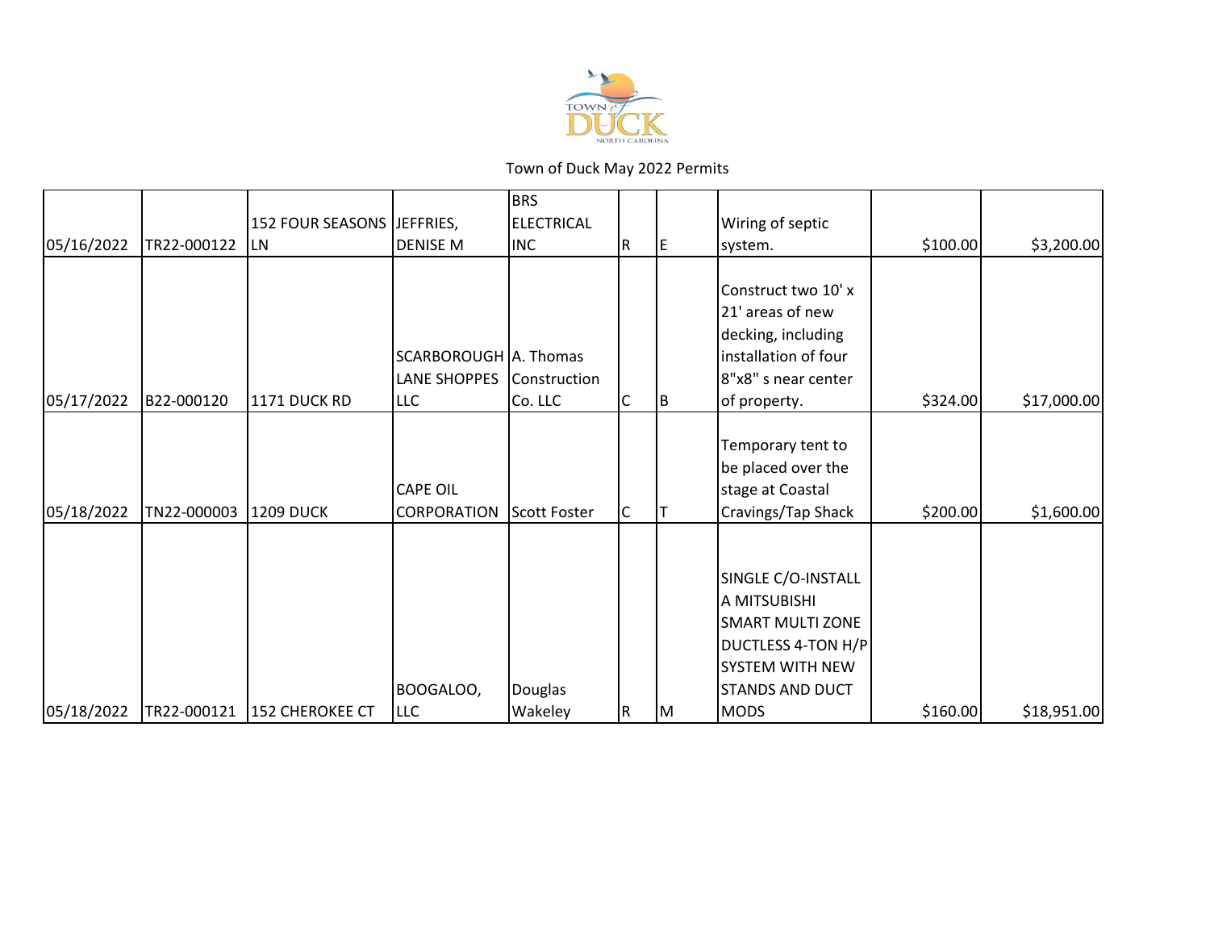Town of Duck May 2022 Permits

| | | | | | | | | | |
|---|---|---|---|---|---|---|---|---|---|
| 05/16/2022 | TR22-000122 | 152 FOUR SEASONS LN | JEFFRIES, DENISE M | BRS ELECTRICAL INC | R | E | Wiring of septic system. | $100.00 | $3,200.00 |
| 05/17/2022 | B22-000120 | 1171 DUCK RD | SCARBOROUGH LANE SHOPPES LLC | A. Thomas Construction Co. LLC | C | B | Construct two 10' x 21' areas of new decking, including installation of four 8"x8" s near center of property. | $324.00 | $17,000.00 |
| 05/18/2022 | TN22-000003 | 1209 DUCK | CAPE OIL CORPORATION | Scott Foster | C | T | Temporary tent to be placed over the stage at Coastal Cravings/Tap Shack | $200.00 | $1,600.00 |
| 05/18/2022 | TR22-000121 | 152 CHEROKEE CT | BOOGALOO, LLC | Douglas Wakeley | R | M | SINGLE C/O-INSTALL A MITSUBISHI SMART MULTI ZONE DUCTLESS 4-TON H/P SYSTEM WITH NEW STANDS AND DUCT MODS | $160.00 | $18,951.00 |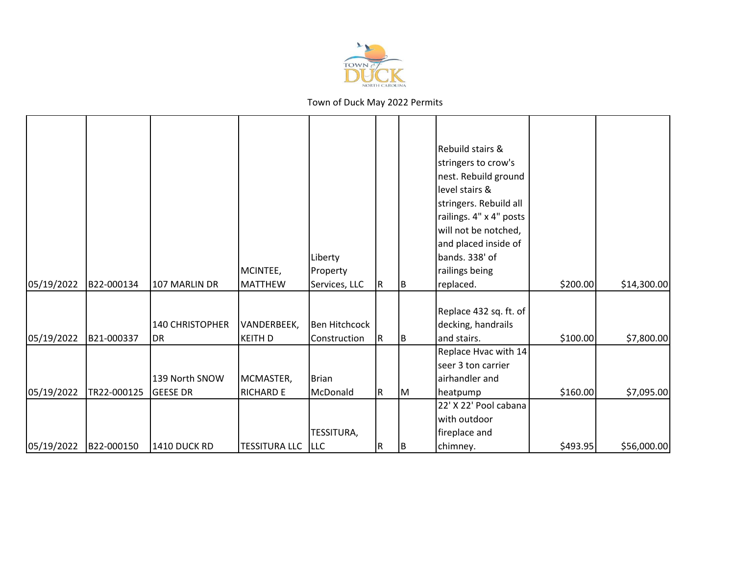Town of Duck May 2022 Permits

| | | | | | | | | | |
|---|---|---|---|---|---|---|---|---|---|
| 05/19/2022 | B22-000134 | 107 MARLIN DR | MCINTEE, MATTHEW | Liberty Property Services, LLC | R | B | Rebuild stairs & stringers to crow's nest. Rebuild ground level stairs & stringers. Rebuild all railings. 4" x 4" posts will not be notched, and placed inside of bands. 338' of railings being replaced. | $200.00 | $14,300.00 |
| 05/19/2022 | B21-000337 | 140 CHRISTOPHER DR | VANDERBEEK, KEITH D | Ben Hitchcock Construction | R | B | Replace 432 sq. ft. of decking, handrails and stairs. | $100.00 | $7,800.00 |
| 05/19/2022 | TR22-000125 | 139 North SNOW GEESE DR | MCMASTER, RICHARD E | Brian McDonald | R | M | Replace Hvac with 14 seer 3 ton carrier airhandler and heatpump | $160.00 | $7,095.00 |
| 05/19/2022 | B22-000150 | 1410 DUCK RD | TESSITURA LLC | TESSITURA, LLC | R | B | 22' X 22' Pool cabana with outdoor fireplace and chimney. | $493.95 | $56,000.00 |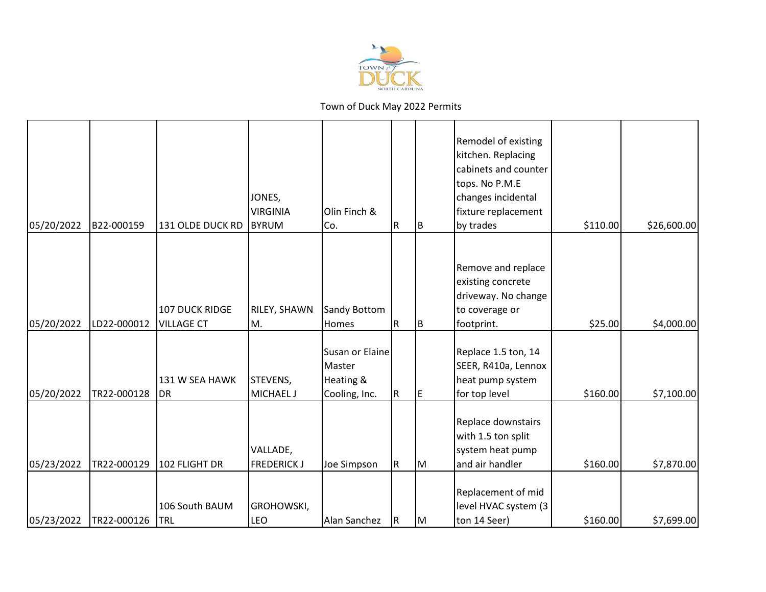Town of Duck May 2022 Permits

| | | | | | | | | | |
|---|---|---|---|---|---|---|---|---|---|
| 05/20/2022 | B22-000159 | 131 OLDE DUCK RD | JONES, VIRGINIA BYRUM | Olin Finch & Co. | R | B | Remodel of existing kitchen. Replacing cabinets and counter tops. No P.M.E changes incidental fixture replacement by trades | $110.00 | $26,600.00 |
| 05/20/2022 | LD22-000012 | 107 DUCK RIDGE VILLAGE CT | RILEY, SHAWN M. | Sandy Bottom Homes | R | B | Remove and replace existing concrete driveway. No change to coverage or footprint. | $25.00 | $4,000.00 |
| 05/20/2022 | TR22-000128 | 131 W SEA HAWK DR | STEVENS, MICHAEL J | Susan or Elaine Master Heating & Cooling, Inc. | R | E | Replace 1.5 ton, 14 SEER, R410a, Lennox heat pump system for top level | $160.00 | $7,100.00 |
| 05/23/2022 | TR22-000129 | 102 FLIGHT DR | VALLADE, FREDERICK J | Joe Simpson | R | M | Replace downstairs with 1.5 ton split system heat pump and air handler | $160.00 | $7,870.00 |
| 05/23/2022 | TR22-000126 | 106 South BAUM TRL | GROHOWSKI, LEO | Alan Sanchez | R | M | Replacement of mid level HVAC system (3 ton 14 Seer) | $160.00 | $7,699.00 |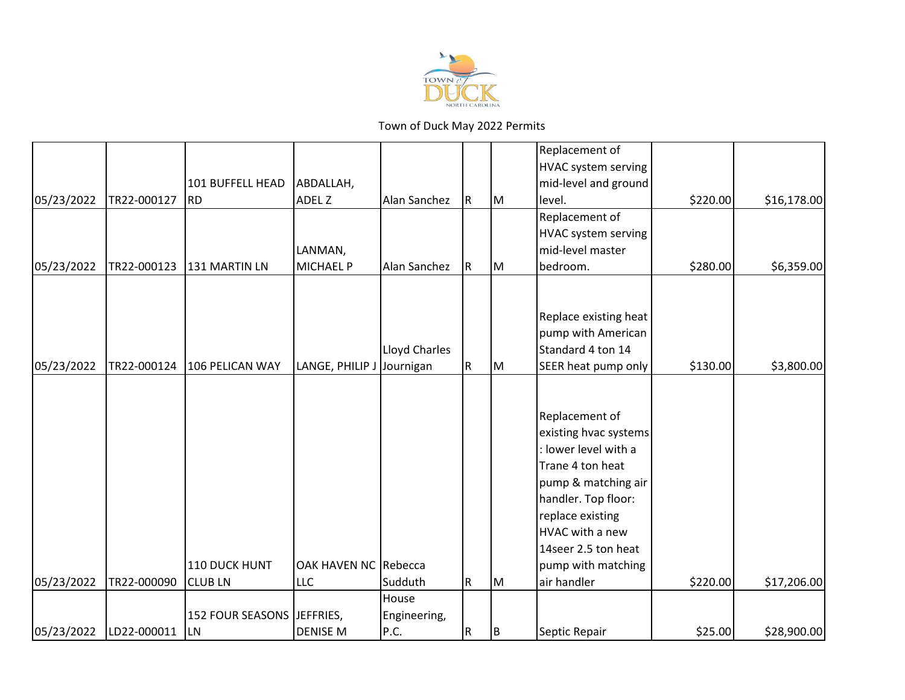Town of Duck May 2022 Permits

| | | | | | | | | | |
|---|---|---|---|---|---|---|---|---|---|
| 05/23/2022 | TR22-000127 | 101 BUFFELL HEAD RD | ABDALLAH, ADEL Z | Alan Sanchez | R | M | Replacement of HVAC system serving mid-level and ground level. | $220.00 | $16,178.00 |
| 05/23/2022 | TR22-000123 | 131 MARTIN LN | LANMAN, MICHAEL P | Alan Sanchez | R | M | Replacement of HVAC system serving mid-level master bedroom. | $280.00 | $6,359.00 |
| 05/23/2022 | TR22-000124 | 106 PELICAN WAY | LANGE, PHILIP J | Lloyd Charles Journigan | R | M | Replace existing heat pump with American Standard 4 ton 14 SEER heat pump only | $130.00 | $3,800.00 |
| 05/23/2022 | TR22-000090 | 110 DUCK HUNT CLUB LN | OAK HAVEN NC LLC | Rebecca Sudduth | R | M | Replacement of existing hvac systems : lower level with a Trane 4 ton heat pump & matching air handler. Top floor: replace existing HVAC with a new 14seer 2.5 ton heat pump with matching air handler | $220.00 | $17,206.00 |
| 05/23/2022 | LD22-000011 | 152 FOUR SEASONS LN | JEFFRIES, DENISE M | House Engineering, P.C. | R | B | Septic Repair | $25.00 | $28,900.00 |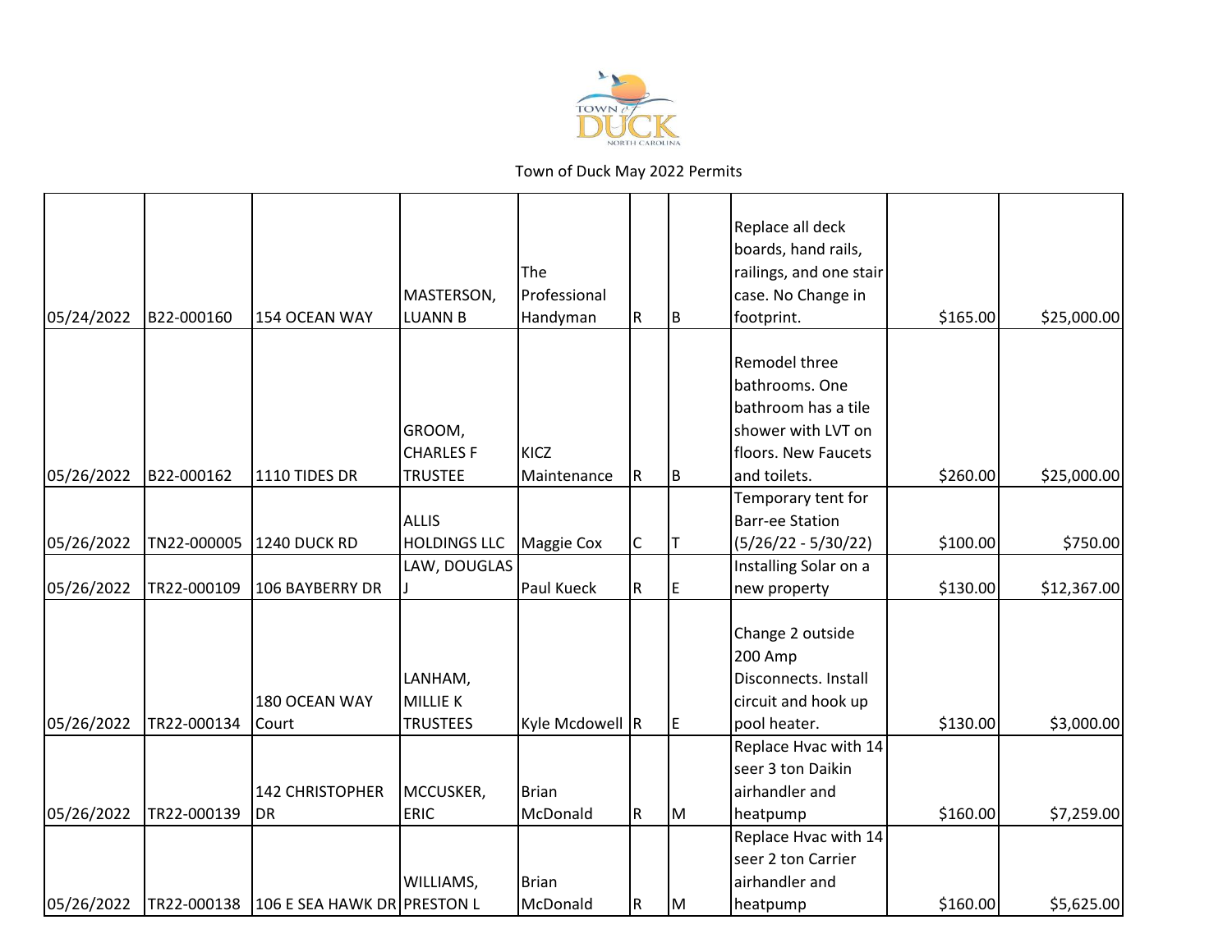Town of Duck May 2022 Permits

| | | | | | | | | | |
|---|---|---|---|---|---|---|---|---|---|
| 05/24/2022 | B22-000160 | 154 OCEAN WAY | MASTERSON, LUANN B | The Professional Handyman | R | B | Replace all deck boards, hand rails, railings, and one stair case. No Change in footprint. | $165.00 | $25,000.00 |
| 05/26/2022 | B22-000162 | 1110 TIDES DR | GROOM, CHARLES F TRUSTEE | KICZ Maintenance | R | B | Remodel three bathrooms. One bathroom has a tile shower with LVT on floors. New Faucets and toilets. | $260.00 | $25,000.00 |
| 05/26/2022 | TN22-000005 | 1240 DUCK RD | ALLIS HOLDINGS LLC | Maggie Cox | C | T | Temporary tent for Barr-ee Station (5/26/22 - 5/30/22) | $100.00 | $750.00 |
| 05/26/2022 | TR22-000109 | 106 BAYBERRY DR | LAW, DOUGLAS J | Paul Kueck | R | E | Installing Solar on a new property | $130.00 | $12,367.00 |
| 05/26/2022 | TR22-000134 | 180 OCEAN WAY Court | LANHAM, MILLIE K TRUSTEES | Kyle Mcdowell | R | E | Change 2 outside 200 Amp Disconnects. Install circuit and hook up pool heater. | $130.00 | $3,000.00 |
| 05/26/2022 | TR22-000139 | 142 CHRISTOPHER DR | MCCUSKER, ERIC | Brian McDonald | R | M | Replace Hvac with 14 seer 3 ton Daikin airhandler and heatpump | $160.00 | $7,259.00 |
| 05/26/2022 | TR22-000138 | 106 E SEA HAWK DR | WILLIAMS, PRESTON L | Brian McDonald | R | M | Replace Hvac with 14 seer 2 ton Carrier airhandler and heatpump | $160.00 | $5,625.00 |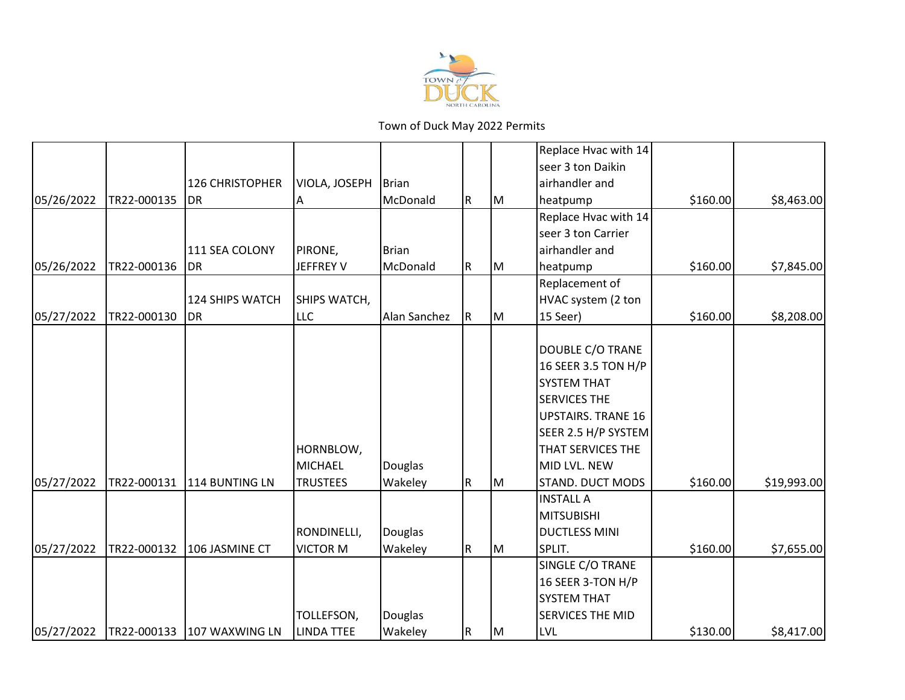Town of Duck May 2022 Permits

| | | | | | | | | | |
|---|---|---|---|---|---|---|---|---|---|
| 05/26/2022 | TR22-000135 | 126 CHRISTOPHER DR | VIOLA, JOSEPH A | Brian McDonald | R | M | Replace Hvac with 14 seer 3 ton Daikin airhandler and heatpump | $160.00 | $8,463.00 |
| 05/26/2022 | TR22-000136 | 111 SEA COLONY DR | PIRONE, JEFFREY V | Brian McDonald | R | M | Replace Hvac with 14 seer 3 ton Carrier airhandler and heatpump | $160.00 | $7,845.00 |
| 05/27/2022 | TR22-000130 | 124 SHIPS WATCH DR | SHIPS WATCH, LLC | Alan Sanchez | R | M | Replacement of HVAC system (2 ton 15 Seer) | $160.00 | $8,208.00 |
| 05/27/2022 | TR22-000131 | 114 BUNTING LN | HORNBLOW, MICHAEL TRUSTEES | Douglas Wakeley | R | M | DOUBLE C/O TRANE 16 SEER 3.5 TON H/P SYSTEM THAT SERVICES THE UPSTAIRS. TRANE 16 SEER 2.5 H/P SYSTEM THAT SERVICES THE MID LVL. NEW STAND. DUCT MODS | $160.00 | $19,993.00 |
| 05/27/2022 | TR22-000132 | 106 JASMINE CT | RONDINELLI, VICTOR M | Douglas Wakeley | R | M | INSTALL A MITSUBISHI DUCTLESS MINI SPLIT. | $160.00 | $7,655.00 |
| 05/27/2022 | TR22-000133 | 107 WAXWING LN | TOLLEFSON, LINDA TTEE | Douglas Wakeley | R | M | SINGLE C/O TRANE 16 SEER 3-TON H/P SYSTEM THAT SERVICES THE MID LVL | $130.00 | $8,417.00 |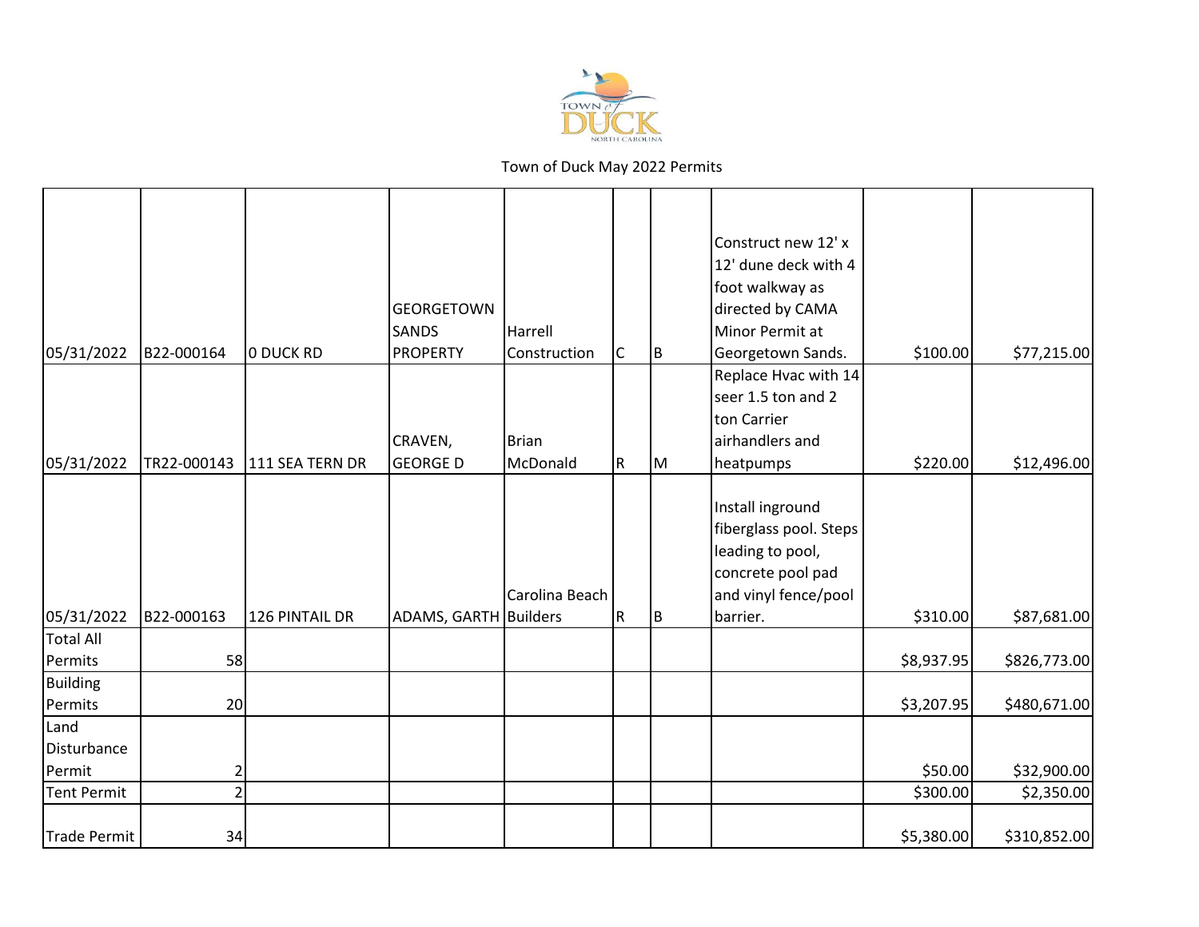Town of Duck May 2022 Permits

| | | | | | | | | | |
|---|---|---|---|---|---|---|---|---|---|
| 05/31/2022 | B22-000164 | 0 DUCK RD | GEORGETOWN SANDS PROPERTY | Harrell Construction | C | B | Construct new 12' x 12' dune deck with 4 foot walkway as directed by CAMA Minor Permit at Georgetown Sands. | $100.00 | $77,215.00 |
| 05/31/2022 | TR22-000143 | 111 SEA TERN DR | CRAVEN, GEORGE D | Brian McDonald | R | M | Replace Hvac with 14 seer 1.5 ton and 2 ton Carrier airhandlers and heatpumps | $220.00 | $12,496.00 |
| 05/31/2022 | B22-000163 | 126 PINTAIL DR | ADAMS, GARTH | Carolina Beach Builders | R | B | Install inground fiberglass pool. Steps leading to pool, concrete pool pad and vinyl fence/pool barrier. | $310.00 | $87,681.00 |
| Total All Permits | 58 | | | | | | | $8,937.95 | $826,773.00 |
| Building Permits | 20 | | | | | | | $3,207.95 | $480,671.00 |
| Land Disturbance Permit | 2 | | | | | | | $50.00 | $32,900.00 |
| Tent Permit | 2 | | | | | | | $300.00 | $2,350.00 |
| Trade Permit | 34 | | | | | | | $5,380.00 | $310,852.00 |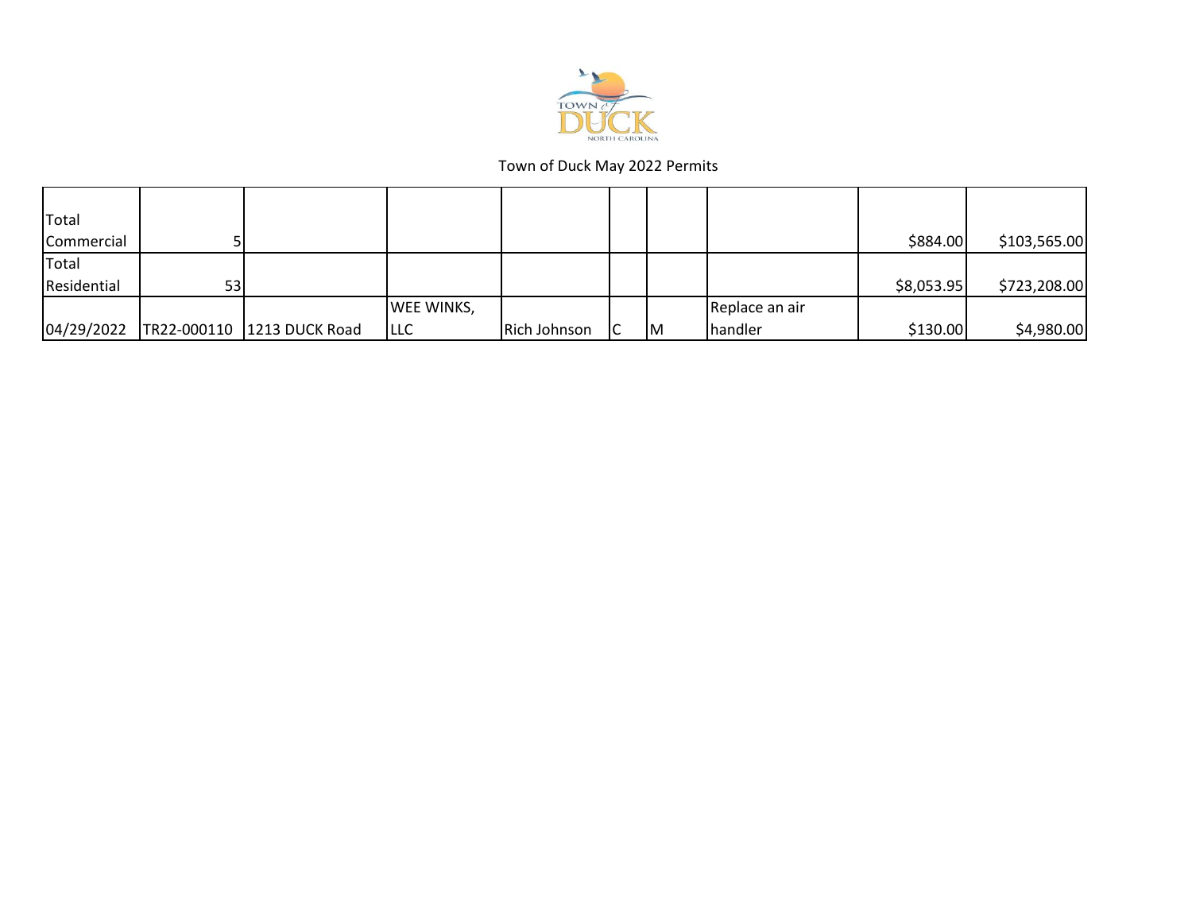Town of Duck May 2022 Permits

| | | | | | | | | | |
|---|---|---|---|---|---|---|---|---|---|
| Total Commercial | 5 | | | | | | | $884.00 | $103,565.00 |
| Total Residential | 53 | | | | | | | $8,053.95 | $723,208.00 |
| 04/29/2022 | TR22-000110 | 1213 DUCK Road | WEE WINKS, LLC | Rich Johnson | C | M | Replace an air handler | $130.00 | $4,980.00 |